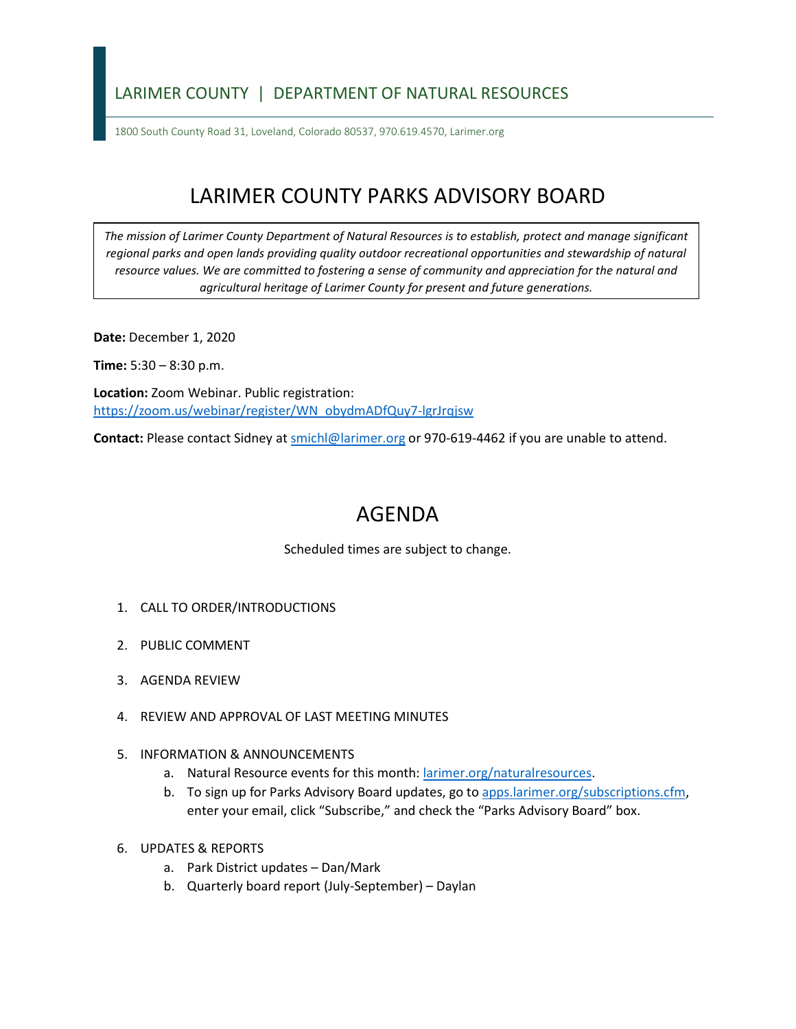LARIMER COUNTY | DEPARTMENT OF NATURAL RESOURCES

1800 South County Road 31, Loveland, Colorado 80537, 970.619.4570, Larimer.org

# LARIMER COUNTY PARKS ADVISORY BOARD

*The mission of Larimer County Department of Natural Resources is to establish, protect and manage significant regional parks and open lands providing quality outdoor recreational opportunities and stewardship of natural resource values. We are committed to fostering a sense of community and appreciation for the natural and agricultural heritage of Larimer County for present and future generations.*

**Date:** December 1, 2020

**Time:** 5:30 – 8:30 p.m.

**Location:** Zoom Webinar. Public registration: https://zoom.us/webinar/register/WN_obydmADfQuy7-lgrJrqjsw

**Contact:** Please contact Sidney at smichl@larimer.org or 970-619-4462 if you are unable to attend.

# AGENDA

Scheduled times are subject to change.

1. CALL TO ORDER/INTRODUCTIONS
2. PUBLIC COMMENT
3. AGENDA REVIEW
4. REVIEW AND APPROVAL OF LAST MEETING MINUTES
5. INFORMATION & ANNOUNCEMENTS
   a. Natural Resource events for this month: larimer.org/naturalresources.
   b. To sign up for Parks Advisory Board updates, go to apps.larimer.org/subscriptions.cfm, enter your email, click "Subscribe," and check the "Parks Advisory Board" box.
6. UPDATES & REPORTS
   a. Park District updates – Dan/Mark
   b. Quarterly board report (July-September) – Daylan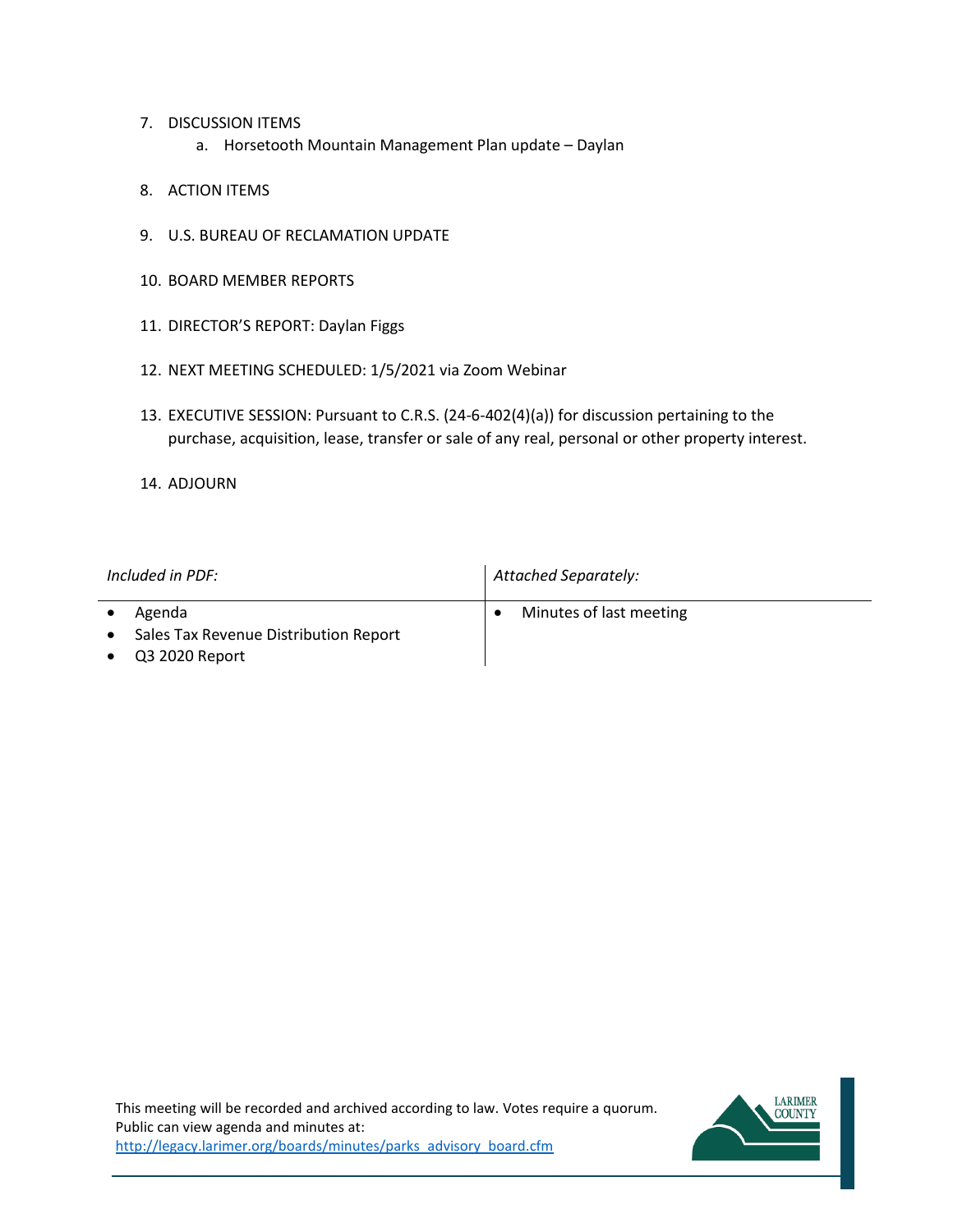7. DISCUSSION ITEMS
    a. Horsetooth Mountain Management Plan update – Daylan

8. ACTION ITEMS

9. U.S. BUREAU OF RECLAMATION UPDATE

10. BOARD MEMBER REPORTS

11. DIRECTOR'S REPORT: Daylan Figgs

12. NEXT MEETING SCHEDULED: 1/5/2021 via Zoom Webinar

13. EXECUTIVE SESSION: Pursuant to C.R.S. (24-6-402(4)(a)) for discussion pertaining to the purchase, acquisition, lease, transfer or sale of any real, personal or other property interest.

14. ADJOURN

| *Included in PDF:* | *Attached Separately:* |
|---|---|
| • Agenda<br>• Sales Tax Revenue Distribution Report<br>• Q3 2020 Report | • Minutes of last meeting |

This meeting will be recorded and archived according to law. Votes require a quorum. Public can view agenda and minutes at:
http://legacy.larimer.org/boards/minutes/parks_advisory_board.cfm

LARIMER COUNTY